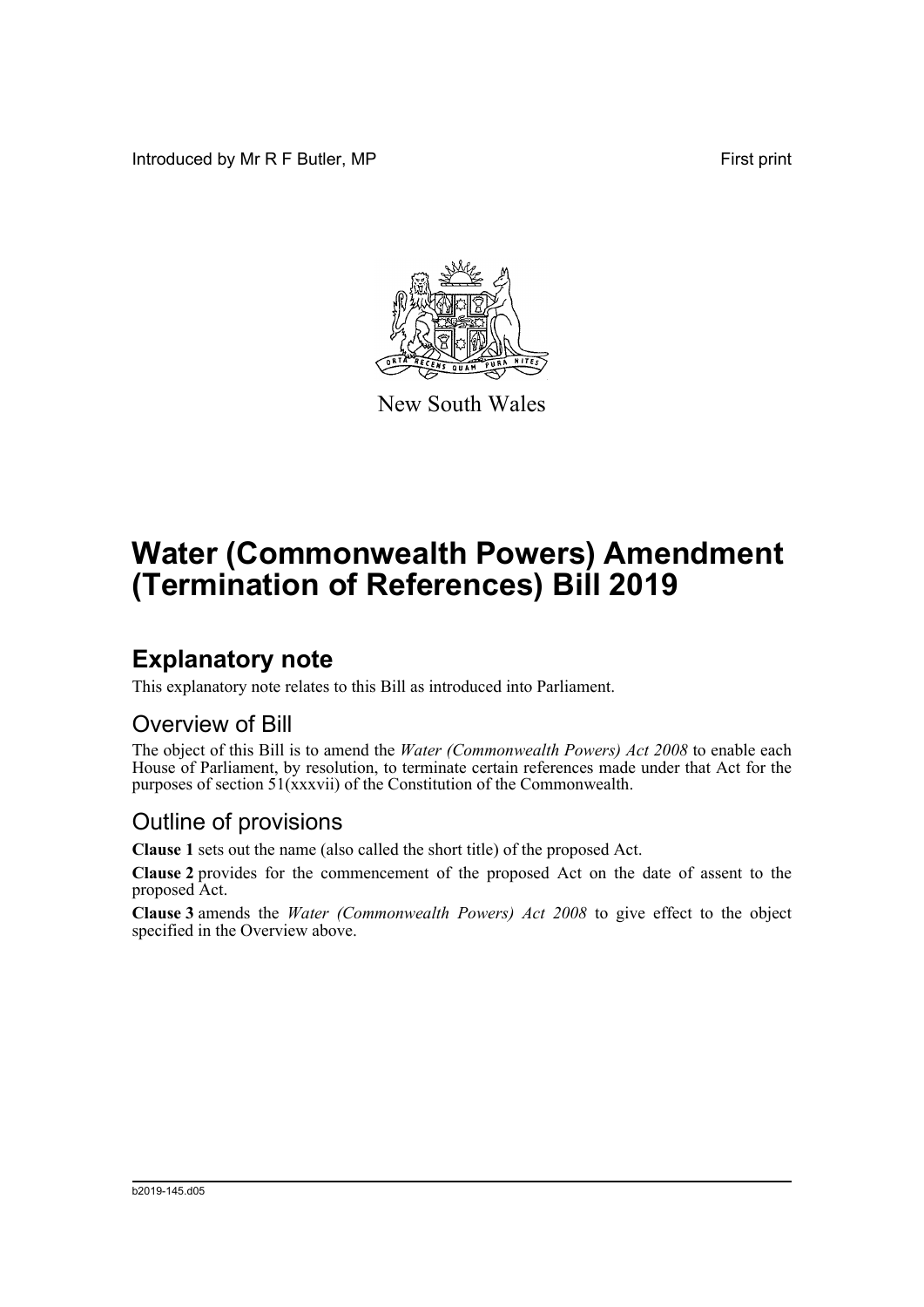Introduced by Mr R F Butler, MP

First print

New South Wales

# Water (Commonwealth Powers) Amendment (Termination of References) Bill 2019

## Explanatory note

This explanatory note relates to this Bill as introduced into Parliament.

### Overview of Bill

The object of this Bill is to amend the *Water (Commonwealth Powers) Act 2008* to enable each House of Parliament, by resolution, to terminate certain references made under that Act for the purposes of section 51(xxxvii) of the Constitution of the Commonwealth.

### Outline of provisions

**Clause 1** sets out the name (also called the short title) of the proposed Act.

**Clause 2** provides for the commencement of the proposed Act on the date of assent to the proposed Act.

**Clause 3** amends the *Water (Commonwealth Powers) Act 2008* to give effect to the object specified in the Overview above.

b2019-145.d05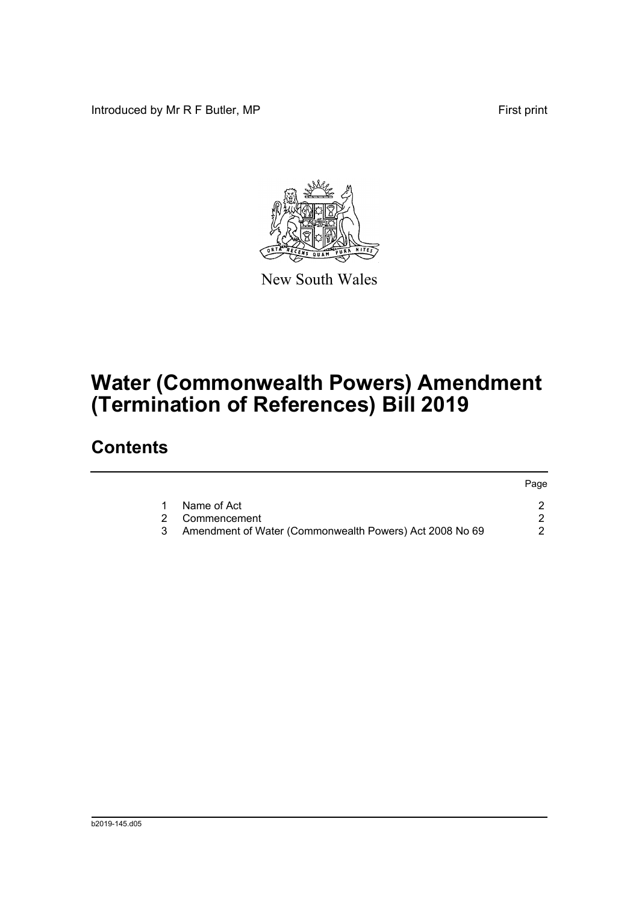Introduced by Mr R F Butler, MP

First print

New South Wales

# Water (Commonwealth Powers) Amendment (Termination of References) Bill 2019

## Contents

| | | Page |
|---|---|---|
| 1 | Name of Act | 2 |
| 2 | Commencement | 2 |
| 3 | Amendment of Water (Commonwealth Powers) Act 2008 No 69 | 2 |

b2019-145.d05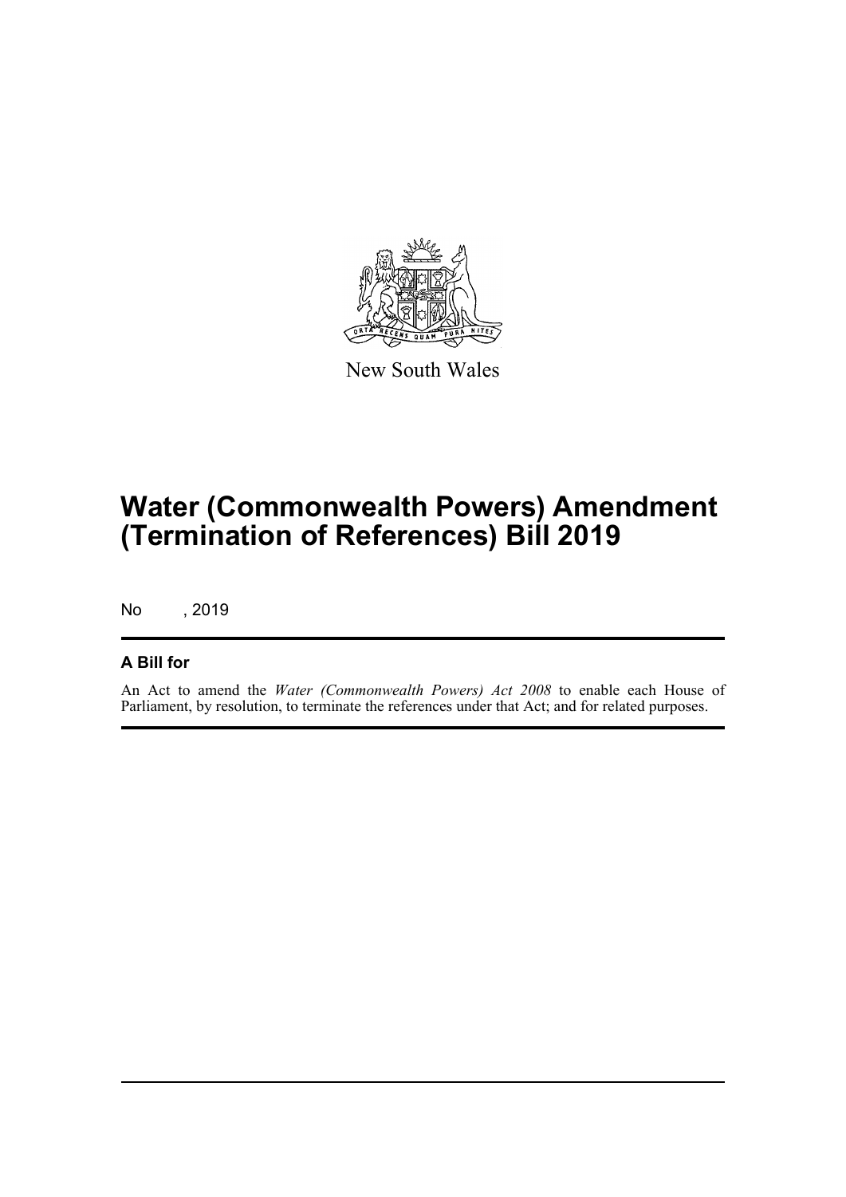New South Wales

# Water (Commonwealth Powers) Amendment (Termination of References) Bill 2019

No , 2019

## A Bill for

An Act to amend the *Water (Commonwealth Powers) Act 2008* to enable each House of Parliament, by resolution, to terminate the references under that Act; and for related purposes.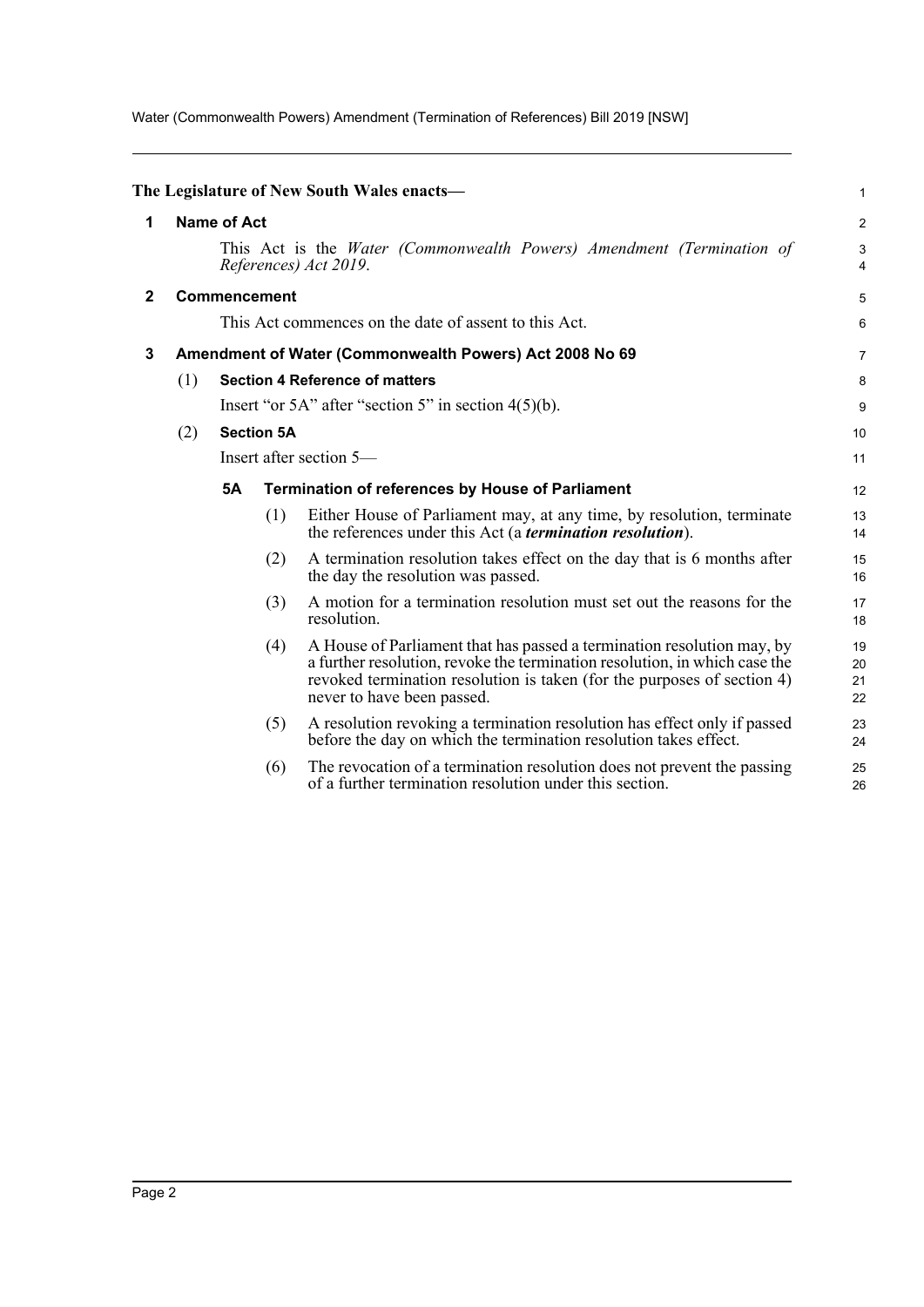The Legislature of New South Wales enacts—

## 1 Name of Act

This Act is the *Water (Commonwealth Powers) Amendment (Termination of References) Act 2019*.

## 2 Commencement

This Act commences on the date of assent to this Act.

## 3 Amendment of Water (Commonwealth Powers) Act 2008 No 69

### (1) Section 4 Reference of matters

Insert "or 5A" after "section 5" in section 4(5)(b).

### (2) Section 5A

Insert after section 5—

#### 5A Termination of references by House of Parliament

(1) Either House of Parliament may, at any time, by resolution, terminate the references under this Act (a ***termination resolution***).

(2) A termination resolution takes effect on the day that is 6 months after the day the resolution was passed.

(3) A motion for a termination resolution must set out the reasons for the resolution.

(4) A House of Parliament that has passed a termination resolution may, by a further resolution, revoke the termination resolution, in which case the revoked termination resolution is taken (for the purposes of section 4) never to have been passed.

(5) A resolution revoking a termination resolution has effect only if passed before the day on which the termination resolution takes effect.

(6) The revocation of a termination resolution does not prevent the passing of a further termination resolution under this section.